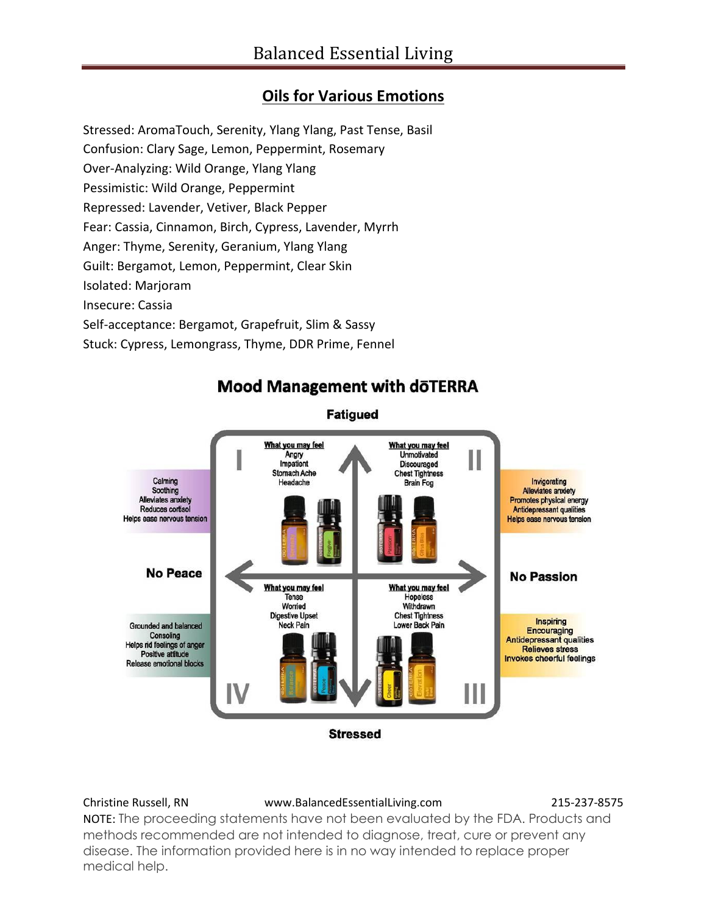# Balanced Essential Living

## Oils for Various Emotions

Stressed: AromaTouch, Serenity, Ylang Ylang, Past Tense, Basil
Confusion: Clary Sage, Lemon, Peppermint, Rosemary
Over-Analyzing: Wild Orange, Ylang Ylang
Pessimistic: Wild Orange, Peppermint
Repressed: Lavender, Vetiver, Black Pepper
Fear: Cassia, Cinnamon, Birch, Cypress, Lavender, Myrrh
Anger: Thyme, Serenity, Geranium, Ylang Ylang
Guilt: Bergamot, Lemon, Peppermint, Clear Skin
Isolated: Marjoram
Insecure: Cassia
Self-acceptance: Bergamot, Grapefruit, Slim & Sassy
Stuck: Cypress, Lemongrass, Thyme, DDR Prime, Fennel

## Mood Management with dōTERRA

**Fatigued**

**I**

What you may feel: Angry, Impatient, Stomach Ache, Headache

Calming, Soothing, Alleviates anxiety, Reduces cortisol, Helps ease nervous tension

**II**

What you may feel: Unmotivated, Discouraged, Chest Tightness, Brain Fog

Invigorating, Alleviates anxiety, Promotes physical energy, Antidepressant qualities, Helps ease nervous tension

**No Peace** — **No Passion**

**IV**

What you may feel: Tense, Worried, Digestive Upset, Neck Pain

Grounded and balanced, Consoling, Helps rid feelings of anger, Positive attitude, Release emotional blocks

**III**

What you may feel: Hopeless, Withdrawn, Chest Tightness, Lower Back Pain

Inspiring, Encouraging, Antidepressant qualities, Relieves stress, Invokes cheerful feelings

**Stressed**

Christine Russell, RN www.BalancedEssentialLiving.com 215-237-8575

NOTE: The proceeding statements have not been evaluated by the FDA. Products and methods recommended are not intended to diagnose, treat, cure or prevent any disease. The information provided here is in no way intended to replace proper medical help.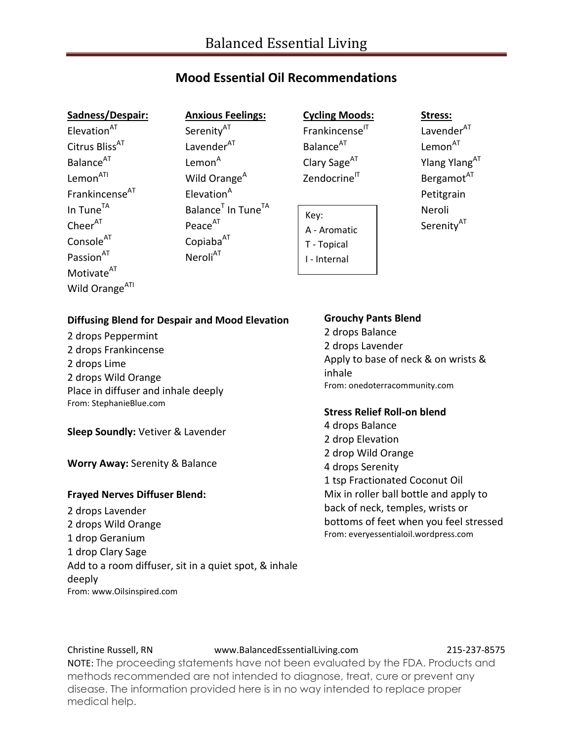# Balanced Essential Living

## Mood Essential Oil Recommendations

**Sadness/Despair:**
- Elevation[AT]
- Citrus Bliss[AT]
- Balance[AT]
- Lemon[ATI]
- Frankincense[AT]
- In Tune[TA]
- Cheer[AT]
- Console[AT]
- Passion[AT]
- Motivate[AT]
- Wild Orange[ATI]

**Anxious Feelings:**
- Serenity[AT]
- Lavender[AT]
- Lemon[A]
- Wild Orange[A]
- Elevation[A]
- Balance[T] In Tune[TA]
- Peace[AT]
- Copiaba[AT]
- Neroli[AT]

**Cycling Moods:**
- Frankincense[IT]
- Balance[AT]
- Clary Sage[AT]
- Zendocrine[IT]

**Stress:**
- Lavender[AT]
- Lemon[AT]
- Ylang Ylang[AT]
- Bergamot[AT]
- Petitgrain
- Neroli
- Serenity[AT]

Key:
A - Aromatic
T - Topical
I - Internal

### Diffusing Blend for Despair and Mood Elevation

2 drops Peppermint
2 drops Frankincense
2 drops Lime
2 drops Wild Orange
Place in diffuser and inhale deeply
From: StephanieBlue.com

**Sleep Soundly:** Vetiver & Lavender

**Worry Away:** Serenity & Balance

### Frayed Nerves Diffuser Blend:

2 drops Lavender
2 drops Wild Orange
1 drop Geranium
1 drop Clary Sage
Add to a room diffuser, sit in a quiet spot, & inhale deeply
From: www.Oilsinspired.com

### Grouchy Pants Blend

2 drops Balance
2 drops Lavender
Apply to base of neck & on wrists & inhale
From: onedoterracommunity.com

### Stress Relief Roll-on blend

4 drops Balance
2 drop Elevation
2 drop Wild Orange
4 drops Serenity
1 tsp Fractionated Coconut Oil
Mix in roller ball bottle and apply to back of neck, temples, wrists or bottoms of feet when you feel stressed
From: everyessentialoil.wordpress.com

Christine Russell, RN www.BalancedEssentialLiving.com 215-237-8575

NOTE: The proceeding statements have not been evaluated by the FDA. Products and methods recommended are not intended to diagnose, treat, cure or prevent any disease. The information provided here is in no way intended to replace proper medical help.